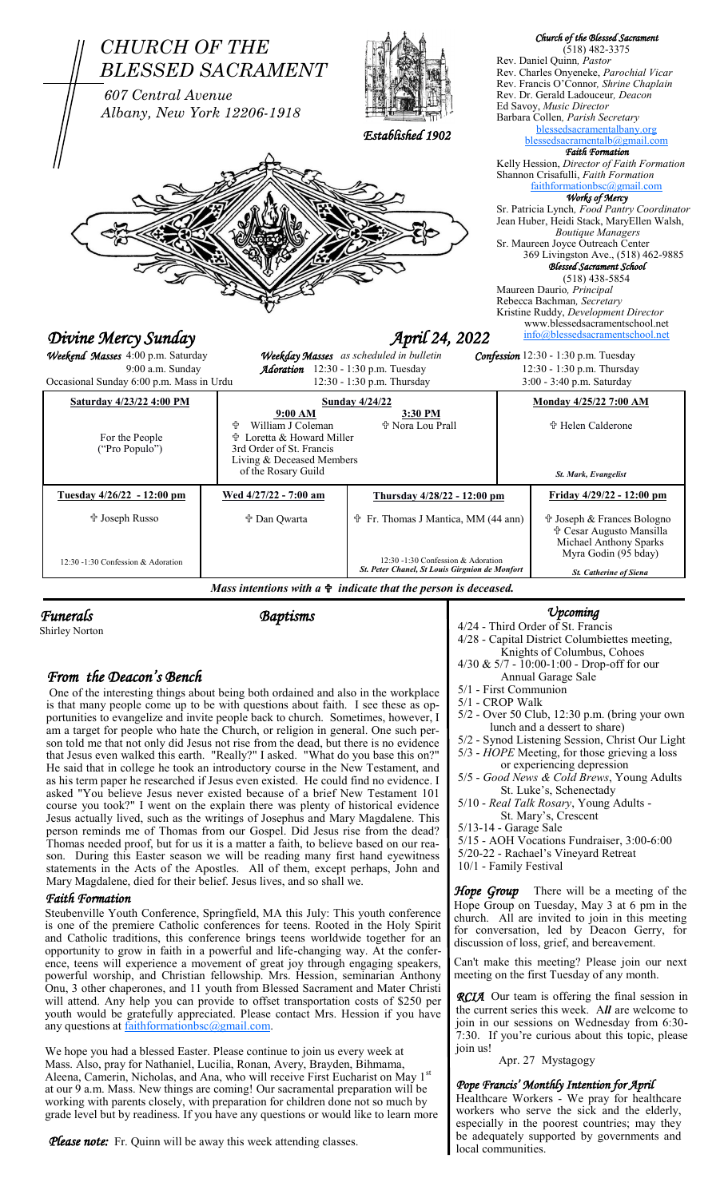# CHURCH OF THE BLESSED SACRAMENT

*607 Central Avenue*
*Albany, New York 12206-1918*

*Established 1902*

***Church of the Blessed Sacrament***
(518) 482-3375
Rev. Daniel Quinn, *Pastor*
Rev. Charles Onyeneke, *Parochial Vicar*
Rev. Francis O'Connor, *Shrine Chaplain*
Rev. Dr. Gerald Ladouceur, *Deacon*
Ed Savoy, *Music Director*
Barbara Collen, *Parish Secretary*
blessedsacramentalbany.org
blessedsacramentalb@gmail.com

***Faith Formation***
Kelly Hession, *Director of Faith Formation*
Shannon Crisafulli, *Faith Formation*
faithformationbsc@gmail.com

***Works of Mercy***
Sr. Patricia Lynch, *Food Pantry Coordinator*
Jean Huber, Heidi Stack, MaryEllen Walsh, *Boutique Managers*
Sr. Maureen Joyce Outreach Center
369 Livingston Ave., (518) 462-9885

***Blessed Sacrament School***
(518) 438-5854
Maureen Daurio, *Principal*
Rebecca Bachman, *Secretary*
Kristine Ruddy, *Development Director*
www.blessedsacramentschool.net
info@blessedsacramentschool.net

## *Divine Mercy Sunday* — *April 24, 2022*

***Weekend Masses*** 4:00 p.m. Saturday
9:00 a.m. Sunday
Occasional Sunday 6:00 p.m. Mass in Urdu

***Weekday Masses*** *as scheduled in bulletin*
***Adoration*** 12:30 - 1:30 p.m. Tuesday
12:30 - 1:30 p.m. Thursday

***Confession*** 12:30 - 1:30 p.m. Tuesday
12:30 - 1:30 p.m. Thursday
3:00 - 3:40 p.m. Saturday

| **Saturday 4/23/22 4:00 PM** | **Sunday 4/24/22 9:00 AM** | **Sunday 4/24/22 3:30 PM** | **Monday 4/25/22 7:00 AM** |
|---|---|---|---|
| For the People ("Pro Populo") | ✠ William J Coleman<br>✠ Loretta & Howard Miller<br>3rd Order of St. Francis<br>Living & Deceased Members of the Rosary Guild | ✠ Nora Lou Prall | ✠ Helen Calderone<br><br>*St. Mark, Evangelist* |

| **Tuesday 4/26/22 - 12:00 pm** | **Wed 4/27/22 - 7:00 am** | **Thursday 4/28/22 - 12:00 pm** | **Friday 4/29/22 - 12:00 pm** |
|---|---|---|---|
| ✠ Joseph Russo<br><br>12:30 -1:30 Confession & Adoration | ✠ Dan Qwarta | ✠ Fr. Thomas J Mantica, MM (44 ann)<br><br>12:30 -1:30 Confession & Adoration<br>*St. Peter Chanel, St Louis Girgnion de Monfort* | ✠ Joseph & Frances Bologno<br>✠ Cesar Augusto Mansilla<br>Michael Anthony Sparks<br>Myra Godin (95 bday)<br>*St. Catherine of Siena* |

*Mass intentions with a ✠ indicate that the person is deceased.*

### *Funerals*
Shirley Norton

### *Baptisms*

### *From the Deacon's Bench*

One of the interesting things about being both ordained and also in the workplace is that many people come up to be with questions about faith. I see these as opportunities to evangelize and invite people back to church. Sometimes, however, I am a target for people who hate the Church, or religion in general. One such person told me that not only did Jesus not rise from the dead, but there is no evidence that Jesus even walked this earth. "Really?" I asked. "What do you base this on?" He said that in college he took an introductory course in the New Testament, and as his term paper he researched if Jesus even existed. He could find no evidence. I asked "You believe Jesus never existed because of a brief New Testament 101 course you took?" I went on the explain there was plenty of historical evidence Jesus actually lived, such as the writings of Josephus and Mary Magdalene. This person reminds me of Thomas from our Gospel. Did Jesus rise from the dead? Thomas needed proof, but for us it is a matter a faith, to believe based on our reason. During this Easter season we will be reading many first hand eyewitness statements in the Acts of the Apostles. All of them, except perhaps, John and Mary Magdalene, died for their belief. Jesus lives, and so shall we.

### *Faith Formation*

Steubenville Youth Conference, Springfield, MA this July: This youth conference is one of the premiere Catholic conferences for teens. Rooted in the Holy Spirit and Catholic traditions, this conference brings teens worldwide together for an opportunity to grow in faith in a powerful and life-changing way. At the conference, teens will experience a movement of great joy through engaging speakers, powerful worship, and Christian fellowship. Mrs. Hession, seminarian Anthony Onu, 3 other chaperones, and 11 youth from Blessed Sacrament and Mater Christi will attend. Any help you can provide to offset transportation costs of $250 per youth would be gratefully appreciated. Please contact Mrs. Hession if you have any questions at faithformationbsc@gmail.com.

We hope you had a blessed Easter. Please continue to join us every week at Mass. Also, pray for Nathaniel, Lucilia, Ronan, Avery, Brayden, Bihmama, Aleena, Camerin, Nicholas, and Ana, who will receive First Eucharist on May 1st at our 9 a.m. Mass. New things are coming! Our sacramental preparation will be working with parents closely, with preparation for children done not so much by grade level but by readiness. If you have any questions or would like to learn more

***Please note:*** Fr. Quinn will be away this week attending classes.

### *Upcoming*

- 4/24 - Third Order of St. Francis
- 4/28 - Capital District Columbiettes meeting, Knights of Columbus, Cohoes
- 4/30 & 5/7 - 10:00-1:00 - Drop-off for our Annual Garage Sale
- 5/1 - First Communion
- 5/1 - CROP Walk
- 5/2 - Over 50 Club, 12:30 p.m. (bring your own lunch and a dessert to share)
- 5/2 - Synod Listening Session, Christ Our Light
- 5/3 - *HOPE* Meeting, for those grieving a loss or experiencing depression
- 5/5 - *Good News & Cold Brews*, Young Adults St. Luke's, Schenectady
- 5/10 - *Real Talk Rosary*, Young Adults - St. Mary's, Crescent
- 5/13-14 - Garage Sale
- 5/15 - AOH Vocations Fundraiser, 3:00-6:00
- 5/20-22 - Rachael's Vineyard Retreat
- 10/1 - Family Festival

***Hope Group*** There will be a meeting of the Hope Group on Tuesday, May 3 at 6 pm in the church. All are invited to join in this meeting for conversation, led by Deacon Gerry, for discussion of loss, grief, and bereavement.

Can't make this meeting? Please join our next meeting on the first Tuesday of any month.

***RCIA*** Our team is offering the final session in the current series this week. A***ll*** are welcome to join in our sessions on Wednesday from 6:30-7:30. If you're curious about this topic, please join us!

Apr. 27 Mystagogy

### *Pope Francis' Monthly Intention for April*

Healthcare Workers - We pray for healthcare workers who serve the sick and the elderly, especially in the poorest countries; may they be adequately supported by governments and local communities.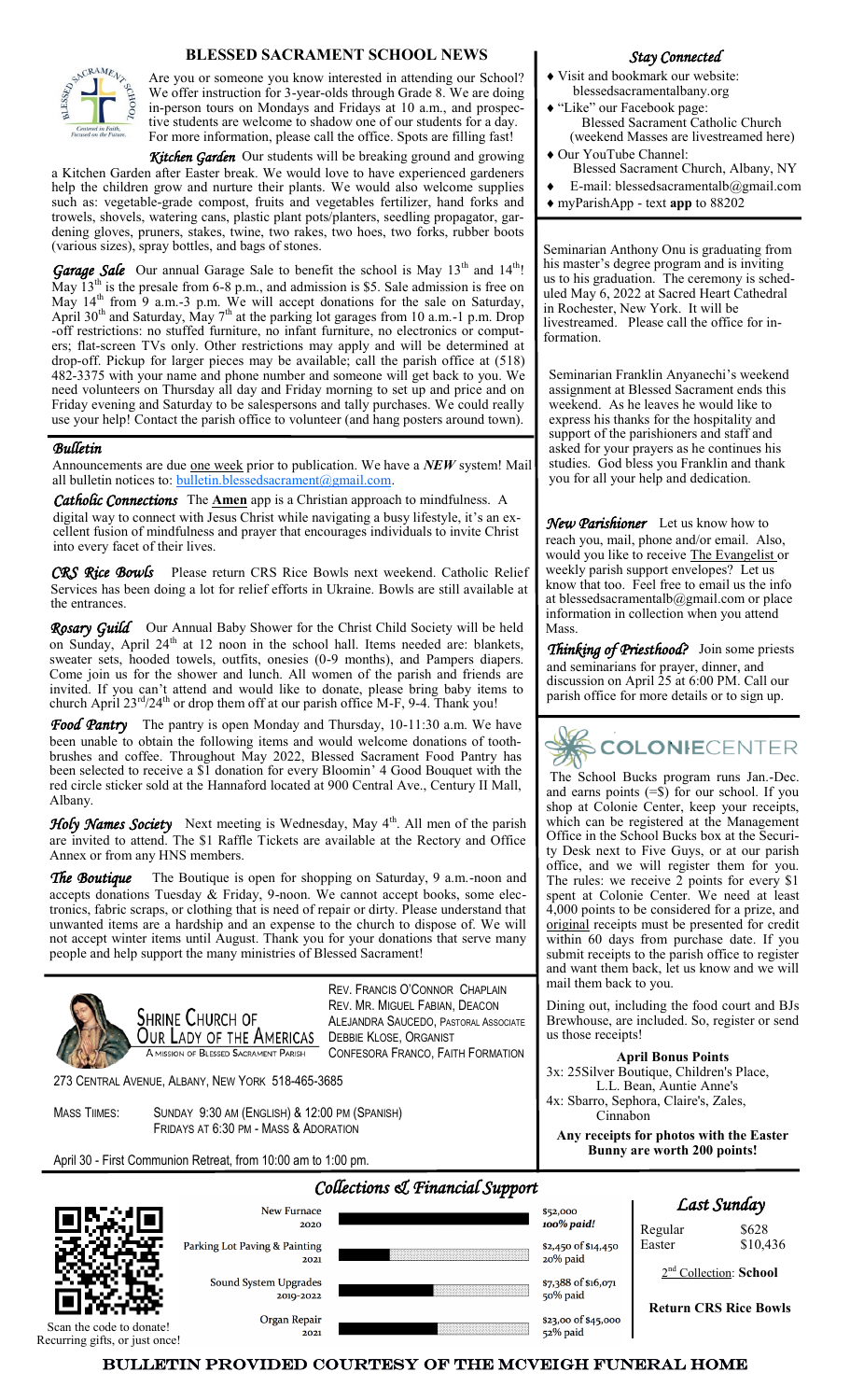## BLESSED SACRAMENT SCHOOL NEWS

Are you or someone you know interested in attending our School? We offer instruction for 3-year-olds through Grade 8. We are doing in-person tours on Mondays and Fridays at 10 a.m., and prospective students are welcome to shadow one of our students for a day. For more information, please call the office. Spots are filling fast!

***Kitchen Garden*** Our students will be breaking ground and growing a Kitchen Garden after Easter break. We would love to have experienced gardeners help the children grow and nurture their plants. We would also welcome supplies such as: vegetable-grade compost, fruits and vegetables fertilizer, hand forks and trowels, shovels, watering cans, plastic plant pots/planters, seedling propagator, gardening gloves, pruners, stakes, twine, two rakes, two hoes, two forks, rubber boots (various sizes), spray bottles, and bags of stones.

***Garage Sale*** Our annual Garage Sale to benefit the school is May 13th and 14th! May 13th is the presale from 6-8 p.m., and admission is $5. Sale admission is free on May 14th from 9 a.m.-3 p.m. We will accept donations for the sale on Saturday, April 30th and Saturday, May 7th at the parking lot garages from 10 a.m.-1 p.m. Drop-off restrictions: no stuffed furniture, no infant furniture, no electronics or computers; flat-screen TVs only. Other restrictions may apply and will be determined at drop-off. Pickup for larger pieces may be available; call the parish office at (518) 482-3375 with your name and phone number and someone will get back to you. We need volunteers on Thursday all day and Friday morning to set up and price and on Friday evening and Saturday to be salespersons and tally purchases. We could really use your help! Contact the parish office to volunteer (and hang posters around town).

### *Bulletin*

Announcements are due one week prior to publication. We have a ***NEW*** system! Mail all bulletin notices to: bulletin.blessedsacrament@gmail.com.

***Catholic Connections*** The **Amen** app is a Christian approach to mindfulness. A digital way to connect with Jesus Christ while navigating a busy lifestyle, it's an excellent fusion of mindfulness and prayer that encourages individuals to invite Christ into every facet of their lives.

***CRS Rice Bowls*** Please return CRS Rice Bowls next weekend. Catholic Relief Services has been doing a lot for relief efforts in Ukraine. Bowls are still available at the entrances.

***Rosary Guild*** Our Annual Baby Shower for the Christ Child Society will be held on Sunday, April 24th at 12 noon in the school hall. Items needed are: blankets, sweater sets, hooded towels, outfits, onesies (0-9 months), and Pampers diapers. Come join us for the shower and lunch. All women of the parish and friends are invited. If you can't attend and would like to donate, please bring baby items to church April 23rd/24th or drop them off at our parish office M-F, 9-4. Thank you!

***Food Pantry*** The pantry is open Monday and Thursday, 10-11:30 a.m. We have been unable to obtain the following items and would welcome donations of toothbrushes and coffee. Throughout May 2022, Blessed Sacrament Food Pantry has been selected to receive a $1 donation for every Bloomin' 4 Good Bouquet with the red circle sticker sold at the Hannaford located at 900 Central Ave., Century II Mall, Albany.

***Holy Names Society*** Next meeting is Wednesday, May 4th. All men of the parish are invited to attend. The $1 Raffle Tickets are available at the Rectory and Office Annex or from any HNS members.

***The Boutique*** The Boutique is open for shopping on Saturday, 9 a.m.-noon and accepts donations Tuesday & Friday, 9-noon. We cannot accept books, some electronics, fabric scraps, or clothing that is need of repair or dirty. Please understand that unwanted items are a hardship and an expense to the church to dispose of. We will not accept winter items until August. Thank you for your donations that serve many people and help support the many ministries of Blessed Sacrament!

## SHRINE CHURCH OF OUR LADY OF THE AMERICAS

A MISSION OF BLESSED SACRAMENT PARISH

REV. FRANCIS O'CONNOR CHAPLAIN
REV. MR. MIGUEL FABIAN, DEACON
ALEJANDRA SAUCEDO, PASTORAL ASSOCIATE
DEBBIE KLOSE, ORGANIST
CONFESORA FRANCO, FAITH FORMATION

273 CENTRAL AVENUE, ALBANY, NEW YORK 518-465-3685

MASS TIIMES: SUNDAY 9:30 AM (ENGLISH) & 12:00 PM (SPANISH)
FRIDAYS AT 6:30 PM - MASS & ADORATION

April 30 - First Communion Retreat, from 10:00 am to 1:00 pm.

### *Stay Connected*

- Visit and bookmark our website: blessedsacramentalbany.org
- "Like" our Facebook page: Blessed Sacrament Catholic Church (weekend Masses are livestreamed here)
- Our YouTube Channel: Blessed Sacrament Church, Albany, NY
- E-mail: blessedsacramentalb@gmail.com
- myParishApp - text **app** to 88202

Seminarian Anthony Onu is graduating from his master's degree program and is inviting us to his graduation. The ceremony is scheduled May 6, 2022 at Sacred Heart Cathedral in Rochester, New York. It will be livestreamed. Please call the office for information.

Seminarian Franklin Anyanechi's weekend assignment at Blessed Sacrament ends this weekend. As he leaves he would like to express his thanks for the hospitality and support of the parishioners and staff and asked for your prayers as he continues his studies. God bless you Franklin and thank you for all your help and dedication.

***New Parishioner*** Let us know how to reach you, mail, phone and/or email. Also, would you like to receive The Evangelist or weekly parish support envelopes? Let us know that too. Feel free to email us the info at blessedsacramentalb@gmail.com or place information in collection when you attend Mass.

***Thinking of Priesthood?*** Join some priests and seminarians for prayer, dinner, and discussion on April 25 at 6:00 PM. Call our parish office for more details or to sign up.

## COLONIECENTER

The School Bucks program runs Jan.-Dec. and earns points (=$) for our school. If you shop at Colonie Center, keep your receipts, which can be registered at the Management Office in the School Bucks box at the Security Desk next to Five Guys, or at our parish office, and we will register them for you. The rules: we receive 2 points for every $1 spent at Colonie Center. We need at least 4,000 points to be considered for a prize, and original receipts must be presented for credit within 60 days from purchase date. If you submit receipts to the parish office to register and want them back, let us know and we will mail them back to you.

Dining out, including the food court and BJs Brewhouse, are included. So, register or send us those receipts!

**April Bonus Points**

3x: 25Silver Boutique, Children's Place, L.L. Bean, Auntie Anne's
4x: Sbarro, Sephora, Claire's, Zales, Cinnabon

**Any receipts for photos with the Easter Bunny are worth 200 points!**

## *Collections & Financial Support*

Scan the code to donate! Recurring gifts, or just once!

New Furnace 2020 — $52,000 *100% paid!*
Parking Lot Paving & Painting 2021 — $2,450 of $14,450 20% paid
Sound System Upgrades 2019-2022 — $7,388 of $16,071 50% paid
Organ Repair 2021 — $23,000 of $45,000 52% paid

### *Last Sunday*

| | |
|---|---|
| Regular | $628 |
| Easter | $10,436 |

2nd Collection: **School**

**Return CRS Rice Bowls**

BULLETIN PROVIDED COURTESY OF THE MCVEIGH FUNERAL HOME